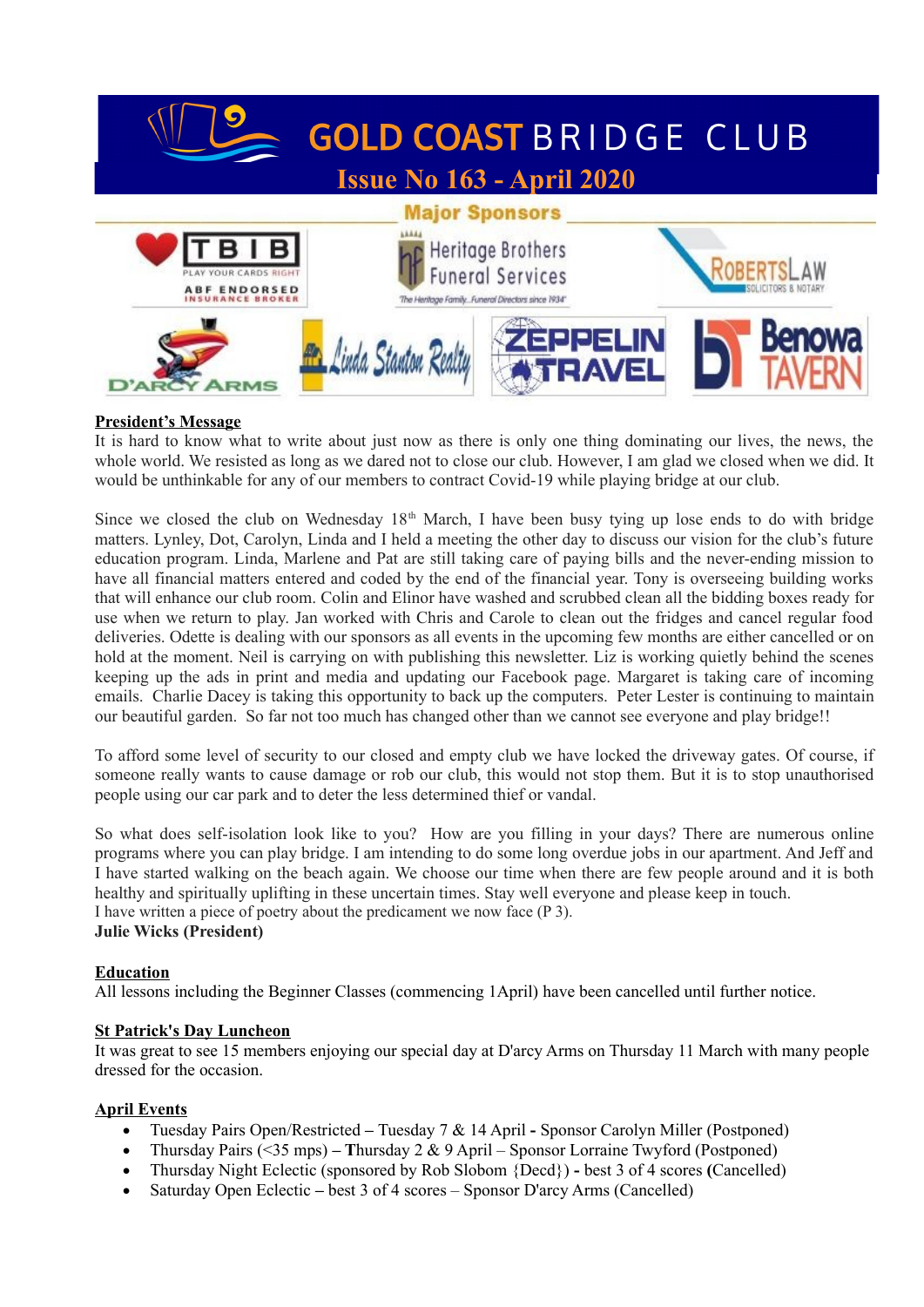# GOLD COAST BRIDGE CLUB

## Issue No 163 - April 2020

### Major Sponsors

TBIB — PLAY YOUR CARDS RIGHT — ABF ENDORSED INSURANCE BROKER

Heritage Brothers Funeral Services — The Heritage Family...Funeral Directors since 1934

ROBERTSLAW SOLICITORS & NOTARY

D'ARCY ARMS

Linda Stanton Realty

ZEPPELIN TRAVEL

Benowa TAVERN

**President's Message**

It is hard to know what to write about just now as there is only one thing dominating our lives, the news, the whole world. We resisted as long as we dared not to close our club. However, I am glad we closed when we did. It would be unthinkable for any of our members to contract Covid-19 while playing bridge at our club.

Since we closed the club on Wednesday 18th March, I have been busy tying up lose ends to do with bridge matters. Lynley, Dot, Carolyn, Linda and I held a meeting the other day to discuss our vision for the club's future education program. Linda, Marlene and Pat are still taking care of paying bills and the never-ending mission to have all financial matters entered and coded by the end of the financial year. Tony is overseeing building works that will enhance our club room. Colin and Elinor have washed and scrubbed clean all the bidding boxes ready for use when we return to play. Jan worked with Chris and Carole to clean out the fridges and cancel regular food deliveries. Odette is dealing with our sponsors as all events in the upcoming few months are either cancelled or on hold at the moment. Neil is carrying on with publishing this newsletter. Liz is working quietly behind the scenes keeping up the ads in print and media and updating our Facebook page. Margaret is taking care of incoming emails. Charlie Dacey is taking this opportunity to back up the computers. Peter Lester is continuing to maintain our beautiful garden. So far not too much has changed other than we cannot see everyone and play bridge!!

To afford some level of security to our closed and empty club we have locked the driveway gates. Of course, if someone really wants to cause damage or rob our club, this would not stop them. But it is to stop unauthorised people using our car park and to deter the less determined thief or vandal.

So what does self-isolation look like to you? How are you filling in your days? There are numerous online programs where you can play bridge. I am intending to do some long overdue jobs in our apartment. And Jeff and I have started walking on the beach again. We choose our time when there are few people around and it is both healthy and spiritually uplifting in these uncertain times. Stay well everyone and please keep in touch.
I have written a piece of poetry about the predicament we now face (P 3).
**Julie Wicks (President)**

**Education**

All lessons including the Beginner Classes (commencing 1April) have been cancelled until further notice.

**St Patrick's Day Luncheon**

It was great to see 15 members enjoying our special day at D'arcy Arms on Thursday 11 March with many people dressed for the occasion.

**April Events**

- Tuesday Pairs Open/Restricted – Tuesday 7 & 14 April **-** Sponsor Carolyn Miller (Postponed)
- Thursday Pairs (<35 mps) **– T**hursday 2 & 9 April – Sponsor Lorraine Twyford (Postponed)
- Thursday Night Eclectic (sponsored by Rob Slobom {Decd}) **-** best 3 of 4 scores **(**Cancelled)
- Saturday Open Eclectic – best 3 of 4 scores – Sponsor D'arcy Arms (Cancelled)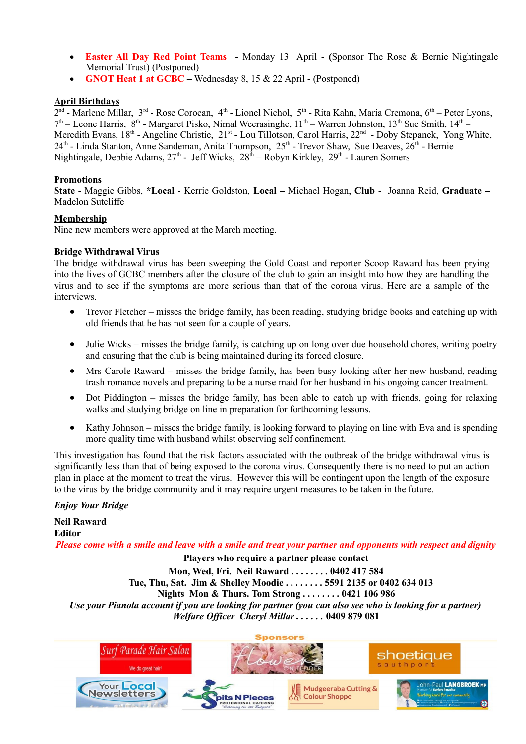- **Easter All Day Red Point Teams** - Monday 13 April - (Sponsor The Rose & Bernie Nightingale Memorial Trust) (Postponed)
- **GNOT Heat 1 at GCBC** – Wednesday 8, 15 & 22 April - (Postponed)

**April Birthdays**

2nd - Marlene Millar, 3rd - Rose Corocan, 4th - Lionel Nichol, 5th - Rita Kahn, Maria Cremona, 6th – Peter Lyons, 7th – Leone Harris, 8th - Margaret Pisko, Nimal Weerasinghe, 11th – Warren Johnston, 13th Sue Smith, 14th – Meredith Evans, 18th - Angeline Christie, 21st - Lou Tillotson, Carol Harris, 22nd - Doby Stepanek, Yong White, 24th - Linda Stanton, Anne Sandeman, Anita Thompson, 25th - Trevor Shaw, Sue Deaves, 26th - Bernie Nightingale, Debbie Adams, 27th - Jeff Wicks, 28th – Robyn Kirkley, 29th - Lauren Somers

**Promotions**

**State** - Maggie Gibbs, ***Local** - Kerrie Goldston, **Local** – Michael Hogan, **Club** - Joanna Reid, **Graduate** – Madelon Sutcliffe

**Membership**

Nine new members were approved at the March meeting.

**Bridge Withdrawal Virus**

The bridge withdrawal virus has been sweeping the Gold Coast and reporter Scoop Raward has been prying into the lives of GCBC members after the closure of the club to gain an insight into how they are handling the virus and to see if the symptoms are more serious than that of the corona virus. Here are a sample of the interviews.

- Trevor Fletcher – misses the bridge family, has been reading, studying bridge books and catching up with old friends that he has not seen for a couple of years.
- Julie Wicks – misses the bridge family, is catching up on long over due household chores, writing poetry and ensuring that the club is being maintained during its forced closure.
- Mrs Carole Raward – misses the bridge family, has been busy looking after her new husband, reading trash romance novels and preparing to be a nurse maid for her husband in his ongoing cancer treatment.
- Dot Piddington – misses the bridge family, has been able to catch up with friends, going for relaxing walks and studying bridge on line in preparation for forthcoming lessons.
- Kathy Johnson – misses the bridge family, is looking forward to playing on line with Eva and is spending more quality time with husband whilst observing self confinement.

This investigation has found that the risk factors associated with the outbreak of the bridge withdrawal virus is significantly less than that of being exposed to the corona virus. Consequently there is no need to put an action plan in place at the moment to treat the virus. However this will be contingent upon the length of the exposure to the virus by the bridge community and it may require urgent measures to be taken in the future.

*Enjoy Your Bridge*

**Neil Raward**
**Editor**

***Please come with a smile and leave with a smile and treat your partner and opponents with respect and dignity***

**Players who require a partner please contact**

**Mon, Wed, Fri. Neil Raward . . . . . . . . 0402 417 584**
**Tue, Thu, Sat. Jim & Shelley Moodie . . . . . . . . 5591 2135 or 0402 634 013**
**Nights Mon & Thurs. Tom Strong . . . . . . . . 0421 106 986**

***Use your Pianola account if you are looking for partner (you can also see who is looking for a partner)***

***Welfare Officer Cheryl Millar . . . . . . 0409 879 081***

**Sponsors**

Surf Parade Hair Salon – We do great hair! | Flowers on Tedder | shoetique southport | Your Local Newsletters | Spits N Pieces Professional Catering | Mudgeeraba Cutting & Colour Shoppe | John-Paul Langbroek MP, Member for Surfers Paradise – Working hard for our community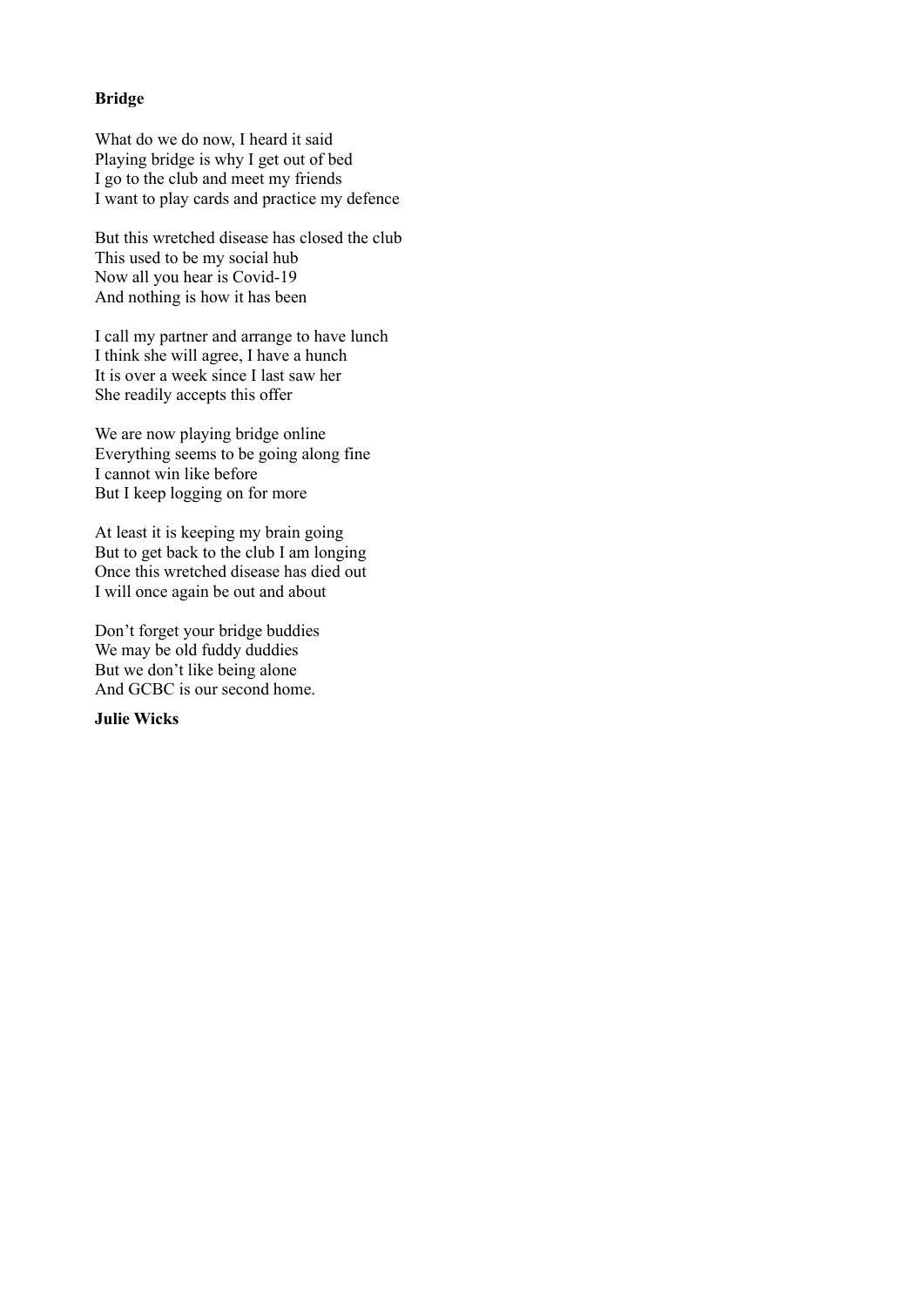**Bridge**

What do we do now, I heard it said
Playing bridge is why I get out of bed
I go to the club and meet my friends
I want to play cards and practice my defence

But this wretched disease has closed the club
This used to be my social hub
Now all you hear is Covid-19
And nothing is how it has been

I call my partner and arrange to have lunch
I think she will agree, I have a hunch
It is over a week since I last saw her
She readily accepts this offer

We are now playing bridge online
Everything seems to be going along fine
I cannot win like before
But I keep logging on for more

At least it is keeping my brain going
But to get back to the club I am longing
Once this wretched disease has died out
I will once again be out and about

Don't forget your bridge buddies
We may be old fuddy duddies
But we don't like being alone
And GCBC is our second home.

**Julie Wicks**